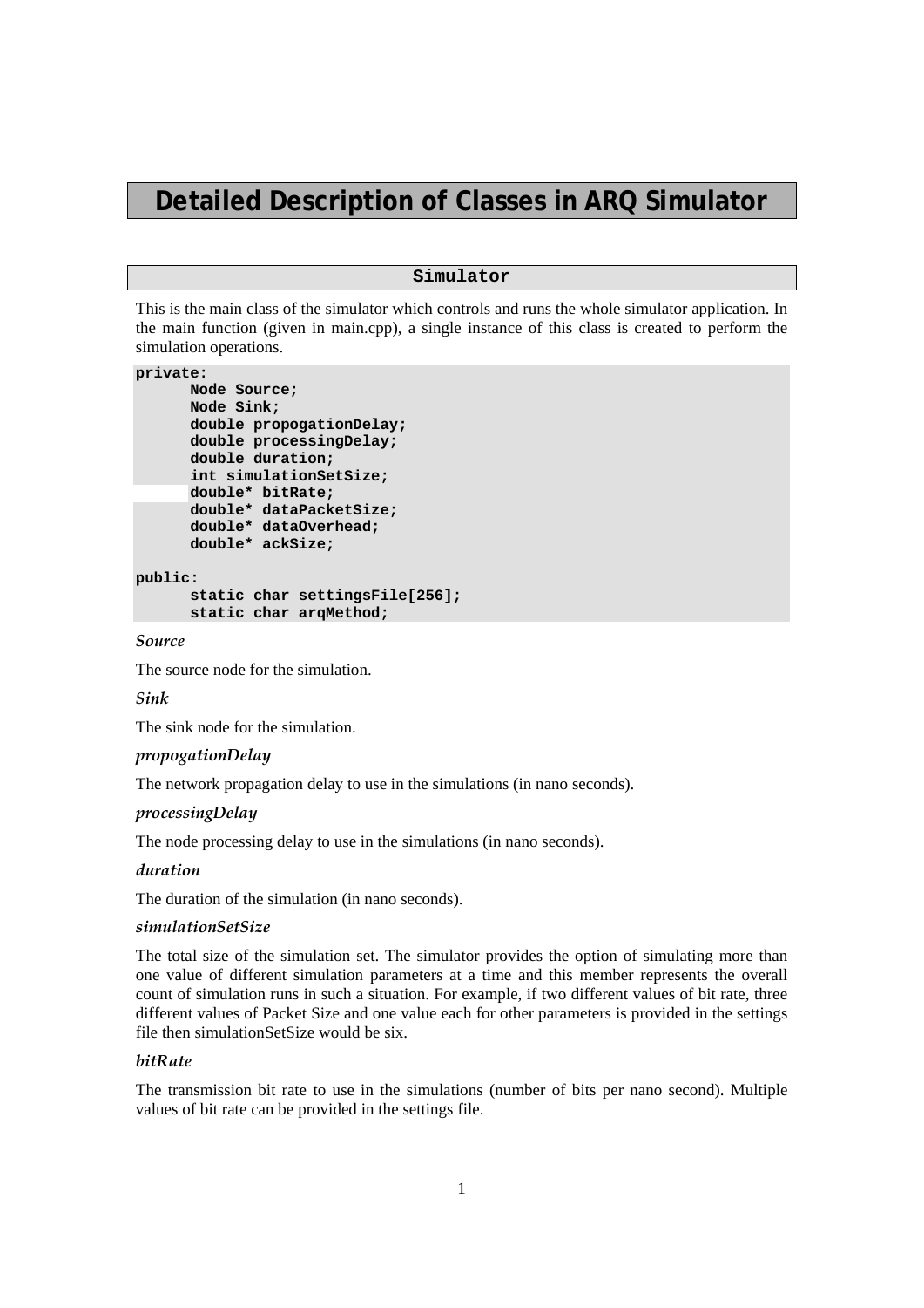# Detailed Description of Classes in ARQ Simulator

## Simulator

This is the main class of the simulator which controls and runs the whole simulator application. In the main function (given in main.cpp), a single instance of this class is created to perform the simulation operations.

```
private:
      Node Source;
      Node Sink;
      double propogationDelay;
      double processingDelay;
      double duration;
      int simulationSetSize;
      double* bitRate;
      double* dataPacketSize;
      double* dataOverhead;
      double* ackSize;

public:
      static char settingsFile[256];
      static char arqMethod;
```

*Source*

The source node for the simulation.

*Sink*

The sink node for the simulation.

*propogationDelay*

The network propagation delay to use in the simulations (in nano seconds).

*processingDelay*

The node processing delay to use in the simulations (in nano seconds).

*duration*

The duration of the simulation (in nano seconds).

*simulationSetSize*

The total size of the simulation set. The simulator provides the option of simulating more than one value of different simulation parameters at a time and this member represents the overall count of simulation runs in such a situation. For example, if two different values of bit rate, three different values of Packet Size and one value each for other parameters is provided in the settings file then simulationSetSize would be six.

*bitRate*

The transmission bit rate to use in the simulations (number of bits per nano second). Multiple values of bit rate can be provided in the settings file.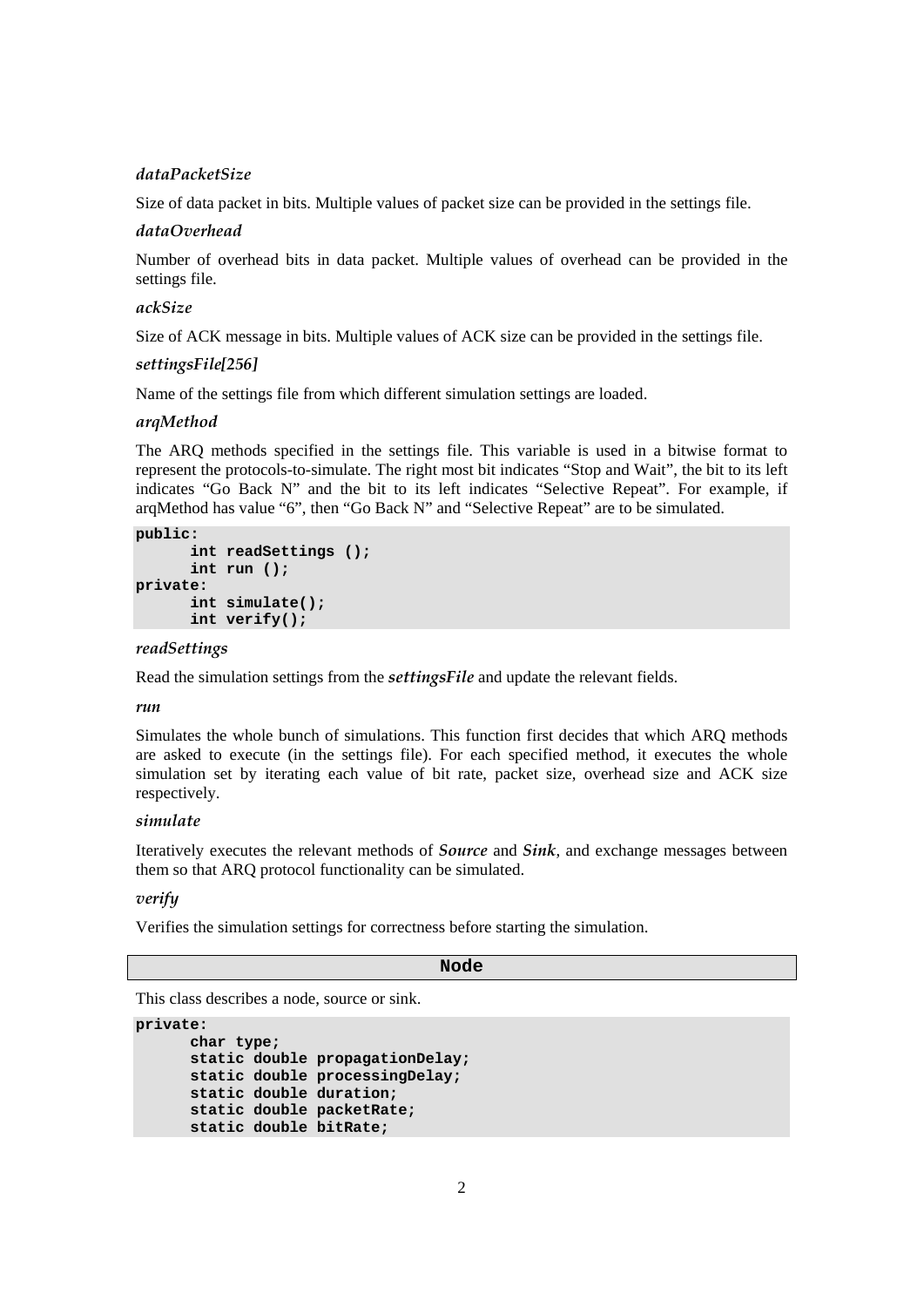*dataPacketSize*

Size of data packet in bits. Multiple values of packet size can be provided in the settings file.

*dataOverhead*

Number of overhead bits in data packet. Multiple values of overhead can be provided in the settings file.

*ackSize*

Size of ACK message in bits. Multiple values of ACK size can be provided in the settings file.

*settingsFile[256]*

Name of the settings file from which different simulation settings are loaded.

*arqMethod*

The ARQ methods specified in the settings file. This variable is used in a bitwise format to represent the protocols-to-simulate. The right most bit indicates "Stop and Wait", the bit to its left indicates "Go Back N" and the bit to its left indicates "Selective Repeat". For example, if arqMethod has value "6", then "Go Back N" and "Selective Repeat" are to be simulated.

```
public:
      int readSettings ();
      int run ();
private:
      int simulate();
      int verify();
```

*readSettings*

Read the simulation settings from the ***settingsFile*** and update the relevant fields.

*run*

Simulates the whole bunch of simulations. This function first decides that which ARQ methods are asked to execute (in the settings file). For each specified method, it executes the whole simulation set by iterating each value of bit rate, packet size, overhead size and ACK size respectively.

*simulate*

Iteratively executes the relevant methods of ***Source*** and ***Sink***, and exchange messages between them so that ARQ protocol functionality can be simulated.

*verify*

Verifies the simulation settings for correctness before starting the simulation.

## Node

This class describes a node, source or sink.

```
private:
      char type;
      static double propagationDelay;
      static double processingDelay;
      static double duration;
      static double packetRate;
      static double bitRate;
```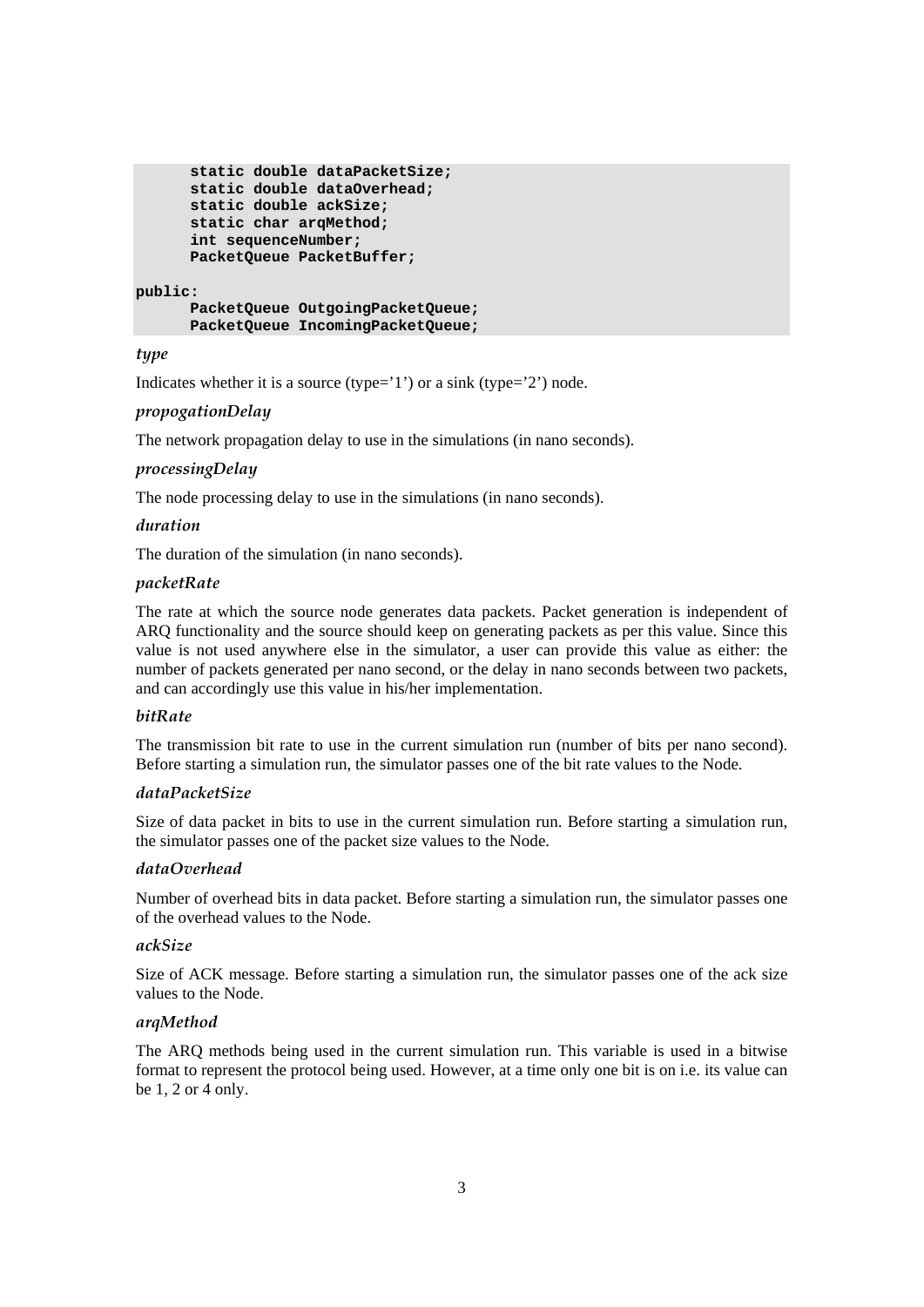```
      static double dataPacketSize;
      static double dataOverhead;
      static double ackSize;
      static char arqMethod;
      int sequenceNumber;
      PacketQueue PacketBuffer;

public:
      PacketQueue OutgoingPacketQueue;
      PacketQueue IncomingPacketQueue;
```

*type*

Indicates whether it is a source (type='1') or a sink (type='2') node.

*propogationDelay*

The network propagation delay to use in the simulations (in nano seconds).

*processingDelay*

The node processing delay to use in the simulations (in nano seconds).

*duration*

The duration of the simulation (in nano seconds).

*packetRate*

The rate at which the source node generates data packets. Packet generation is independent of ARQ functionality and the source should keep on generating packets as per this value. Since this value is not used anywhere else in the simulator, a user can provide this value as either: the number of packets generated per nano second, or the delay in nano seconds between two packets, and can accordingly use this value in his/her implementation.

*bitRate*

The transmission bit rate to use in the current simulation run (number of bits per nano second). Before starting a simulation run, the simulator passes one of the bit rate values to the Node.

*dataPacketSize*

Size of data packet in bits to use in the current simulation run. Before starting a simulation run, the simulator passes one of the packet size values to the Node.

*dataOverhead*

Number of overhead bits in data packet. Before starting a simulation run, the simulator passes one of the overhead values to the Node.

*ackSize*

Size of ACK message. Before starting a simulation run, the simulator passes one of the ack size values to the Node.

*arqMethod*

The ARQ methods being used in the current simulation run. This variable is used in a bitwise format to represent the protocol being used. However, at a time only one bit is on i.e. its value can be 1, 2 or 4 only.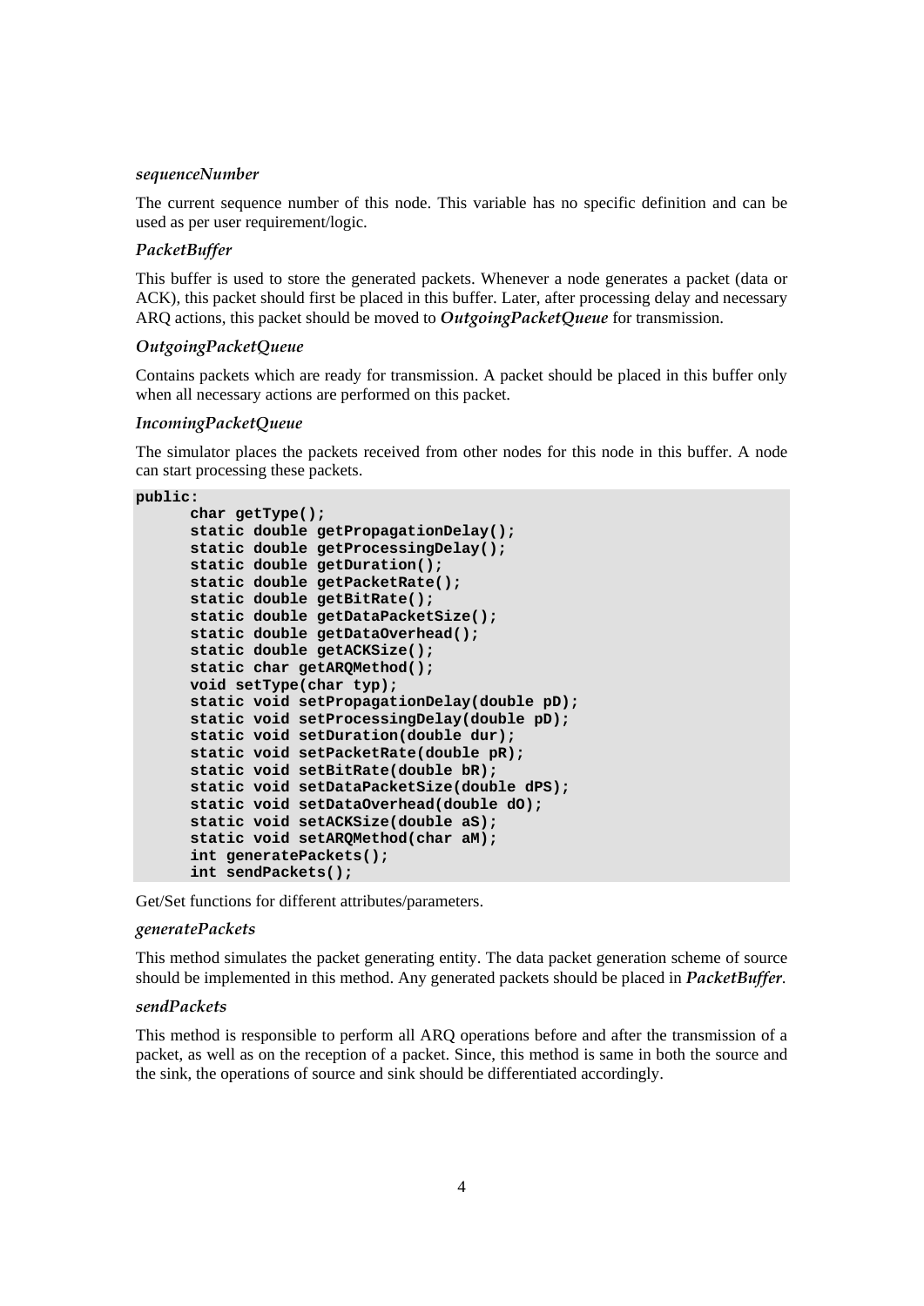*sequenceNumber*

The current sequence number of this node. This variable has no specific definition and can be used as per user requirement/logic.

*PacketBuffer*

This buffer is used to store the generated packets. Whenever a node generates a packet (data or ACK), this packet should first be placed in this buffer. Later, after processing delay and necessary ARQ actions, this packet should be moved to ***OutgoingPacketQueue*** for transmission.

*OutgoingPacketQueue*

Contains packets which are ready for transmission. A packet should be placed in this buffer only when all necessary actions are performed on this packet.

*IncomingPacketQueue*

The simulator places the packets received from other nodes for this node in this buffer. A node can start processing these packets.

```
public:
      char getType();
      static double getPropagationDelay();
      static double getProcessingDelay();
      static double getDuration();
      static double getPacketRate();
      static double getBitRate();
      static double getDataPacketSize();
      static double getDataOverhead();
      static double getACKSize();
      static char getARQMethod();
      void setType(char typ);
      static void setPropagationDelay(double pD);
      static void setProcessingDelay(double pD);
      static void setDuration(double dur);
      static void setPacketRate(double pR);
      static void setBitRate(double bR);
      static void setDataPacketSize(double dPS);
      static void setDataOverhead(double dO);
      static void setACKSize(double aS);
      static void setARQMethod(char aM);
      int generatePackets();
      int sendPackets();
```

Get/Set functions for different attributes/parameters.

*generatePackets*

This method simulates the packet generating entity. The data packet generation scheme of source should be implemented in this method. Any generated packets should be placed in ***PacketBuffer***.

*sendPackets*

This method is responsible to perform all ARQ operations before and after the transmission of a packet, as well as on the reception of a packet. Since, this method is same in both the source and the sink, the operations of source and sink should be differentiated accordingly.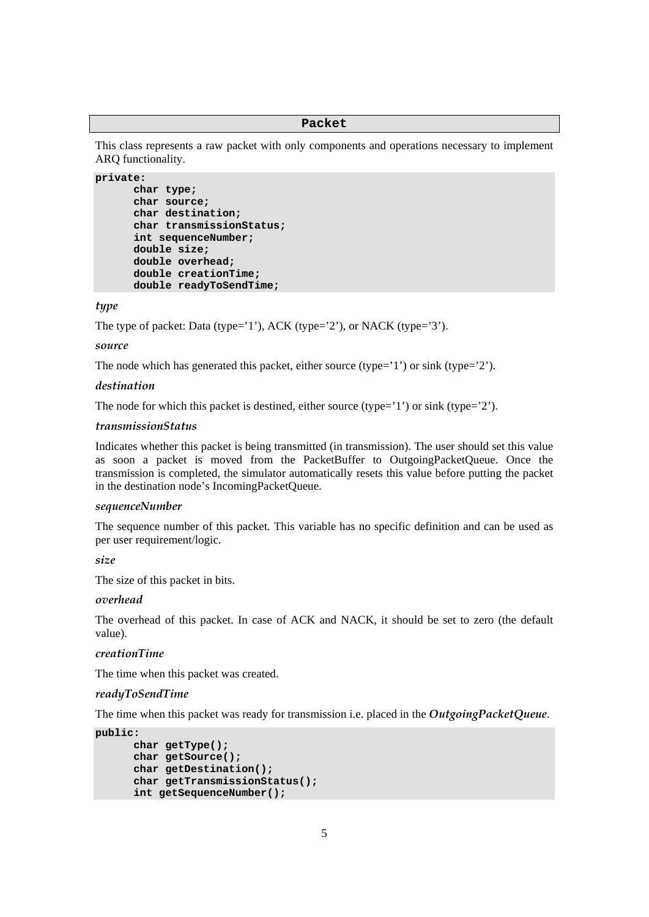## Packet

This class represents a raw packet with only components and operations necessary to implement ARQ functionality.

```
private:
      char type;
      char source;
      char destination;
      char transmissionStatus;
      int sequenceNumber;
      double size;
      double overhead;
      double creationTime;
      double readyToSendTime;
```

### *type*

The type of packet: Data (type='1'), ACK (type='2'), or NACK (type='3').

### *source*

The node which has generated this packet, either source (type='1') or sink (type='2').

### *destination*

The node for which this packet is destined, either source (type='1') or sink (type='2').

### *transmissionStatus*

Indicates whether this packet is being transmitted (in transmission). The user should set this value as soon a packet is moved from the PacketBuffer to OutgoingPacketQueue. Once the transmission is completed, the simulator automatically resets this value before putting the packet in the destination node's IncomingPacketQueue.

### *sequenceNumber*

The sequence number of this packet. This variable has no specific definition and can be used as per user requirement/logic.

### *size*

The size of this packet in bits.

### *overhead*

The overhead of this packet. In case of ACK and NACK, it should be set to zero (the default value).

### *creationTime*

The time when this packet was created.

### *readyToSendTime*

The time when this packet was ready for transmission i.e. placed in the ***OutgoingPacketQueue***.

```
public:
      char getType();
      char getSource();
      char getDestination();
      char getTransmissionStatus();
      int getSequenceNumber();
```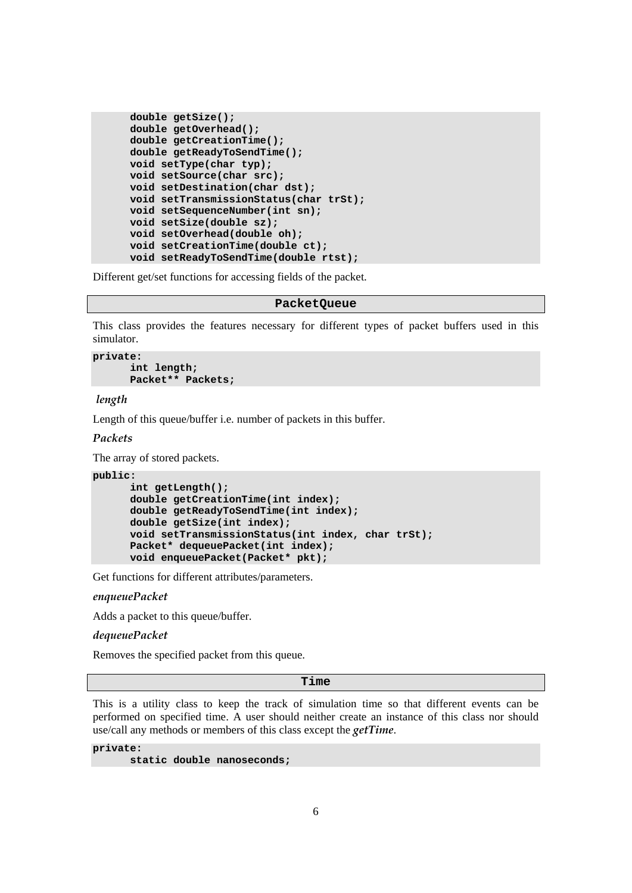```
      double getSize();
      double getOverhead();
      double getCreationTime();
      double getReadyToSendTime();
      void setType(char typ);
      void setSource(char src);
      void setDestination(char dst);
      void setTransmissionStatus(char trSt);
      void setSequenceNumber(int sn);
      void setSize(double sz);
      void setOverhead(double oh);
      void setCreationTime(double ct);
      void setReadyToSendTime(double rtst);
```

Different get/set functions for accessing fields of the packet.

## `PacketQueue`

This class provides the features necessary for different types of packet buffers used in this simulator.

```
private:
      int length;
      Packet** Packets;
```

*length*

Length of this queue/buffer i.e. number of packets in this buffer.

*Packets*

The array of stored packets.

```
public:
      int getLength();
      double getCreationTime(int index);
      double getReadyToSendTime(int index);
      double getSize(int index);
      void setTransmissionStatus(int index, char trSt);
      Packet* dequeuePacket(int index);
      void enqueuePacket(Packet* pkt);
```

Get functions for different attributes/parameters.

*enqueuePacket*

Adds a packet to this queue/buffer.

*dequeuePacket*

Removes the specified packet from this queue.

## `Time`

This is a utility class to keep the track of simulation time so that different events can be performed on specified time. A user should neither create an instance of this class nor should use/call any methods or members of this class except the ***getTime***.

```
private:
      static double nanoseconds;
```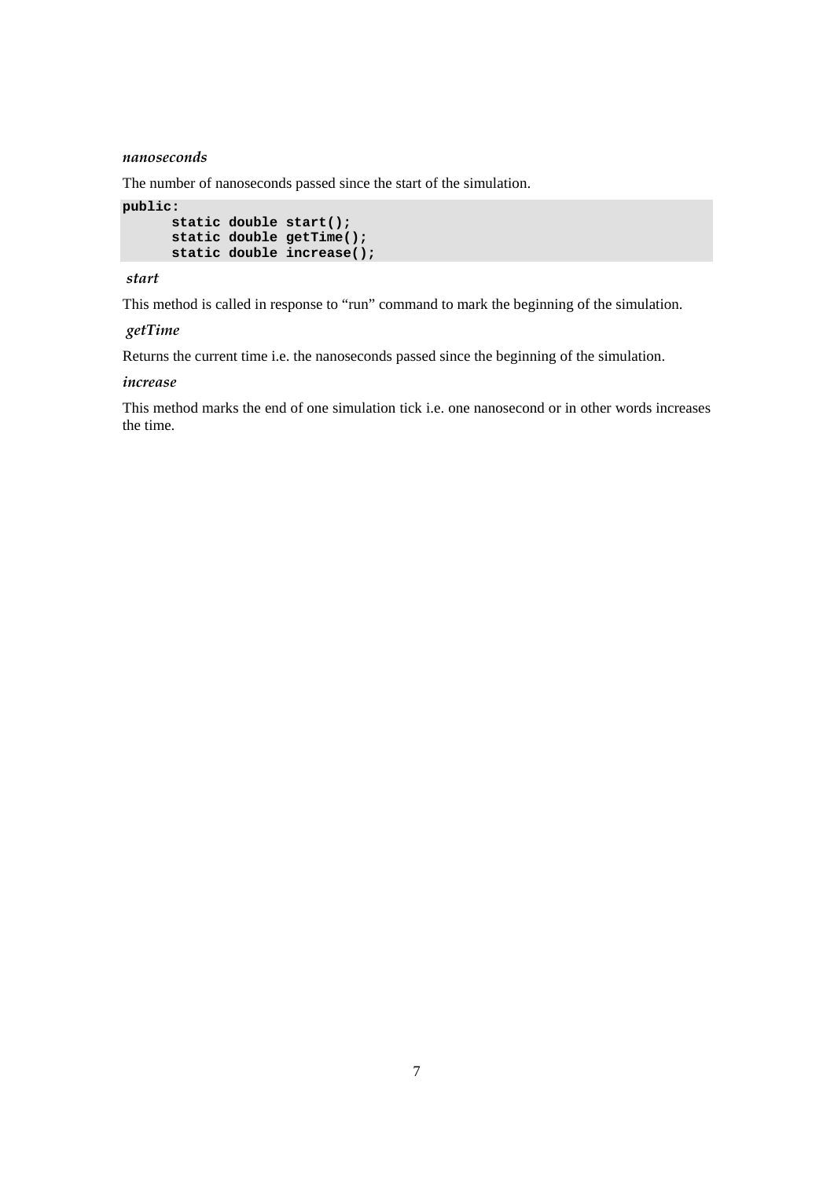*nanoseconds*

The number of nanoseconds passed since the start of the simulation.

```
public:
      static double start();
      static double getTime();
      static double increase();
```

*start*

This method is called in response to “run” command to mark the beginning of the simulation.

*getTime*

Returns the current time i.e. the nanoseconds passed since the beginning of the simulation.

*increase*

This method marks the end of one simulation tick i.e. one nanosecond or in other words increases the time.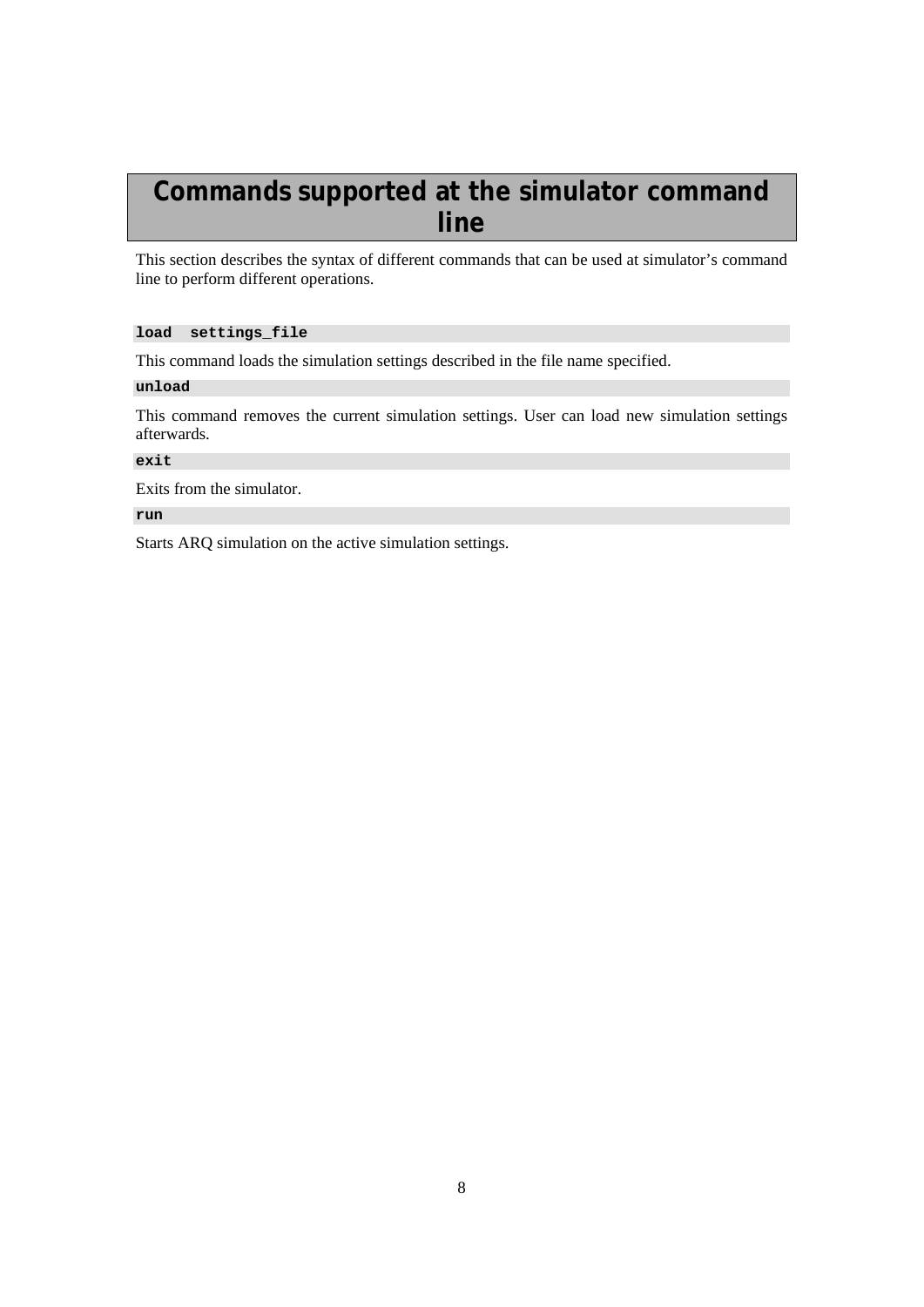# Commands supported at the simulator command line

This section describes the syntax of different commands that can be used at simulator's command line to perform different operations.

```
load  settings_file
```

This command loads the simulation settings described in the file name specified.

```
unload
```

This command removes the current simulation settings. User can load new simulation settings afterwards.

```
exit
```

Exits from the simulator.

```
run
```

Starts ARQ simulation on the active simulation settings.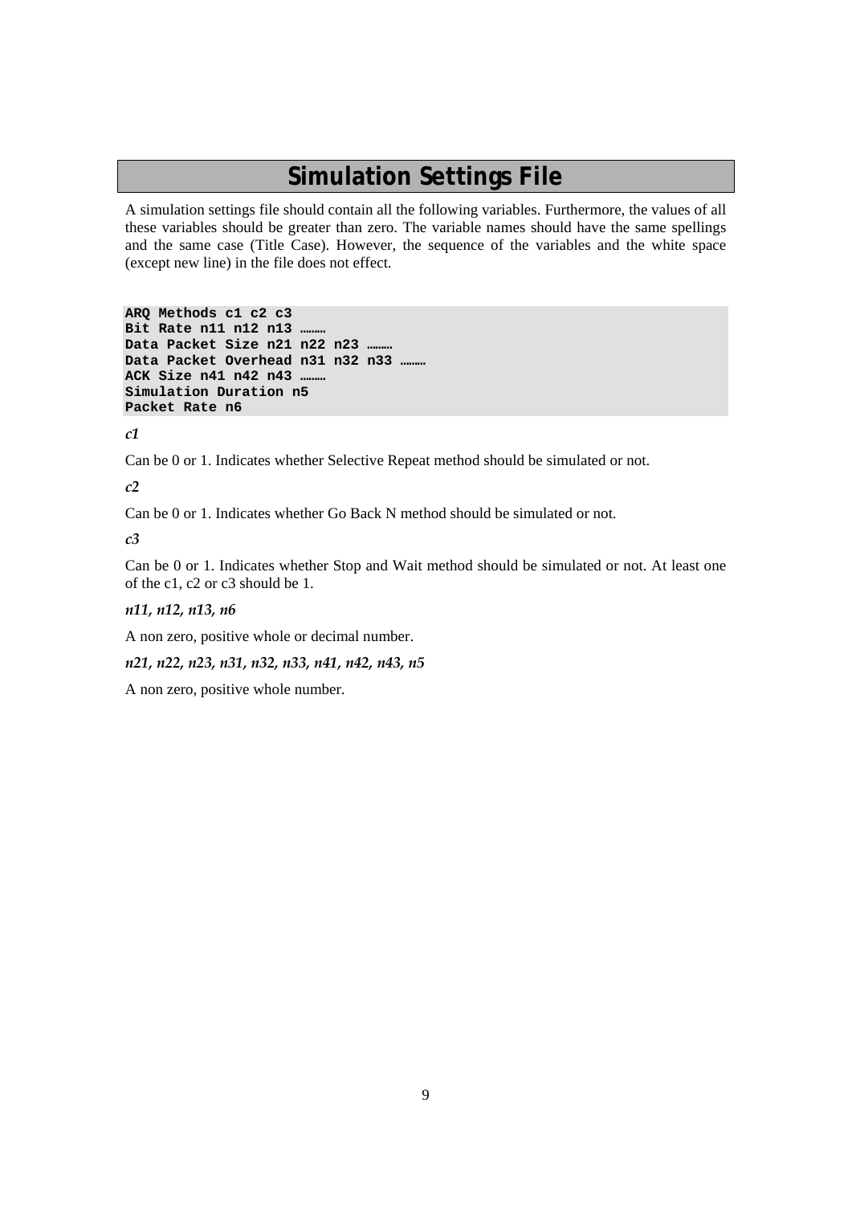# Simulation Settings File

A simulation settings file should contain all the following variables. Furthermore, the values of all these variables should be greater than zero. The variable names should have the same spellings and the same case (Title Case). However, the sequence of the variables and the white space (except new line) in the file does not effect.

```
ARQ Methods c1 c2 c3
Bit Rate n11 n12 n13 ………
Data Packet Size n21 n22 n23 ………
Data Packet Overhead n31 n32 n33 ………
ACK Size n41 n42 n43 ………
Simulation Duration n5
Packet Rate n6
```

***c1***

Can be 0 or 1. Indicates whether Selective Repeat method should be simulated or not.

***c2***

Can be 0 or 1. Indicates whether Go Back N method should be simulated or not.

***c3***

Can be 0 or 1. Indicates whether Stop and Wait method should be simulated or not. At least one of the c1, c2 or c3 should be 1.

***n11, n12, n13, n6***

A non zero, positive whole or decimal number.

***n21, n22, n23, n31, n32, n33, n41, n42, n43, n5***

A non zero, positive whole number.